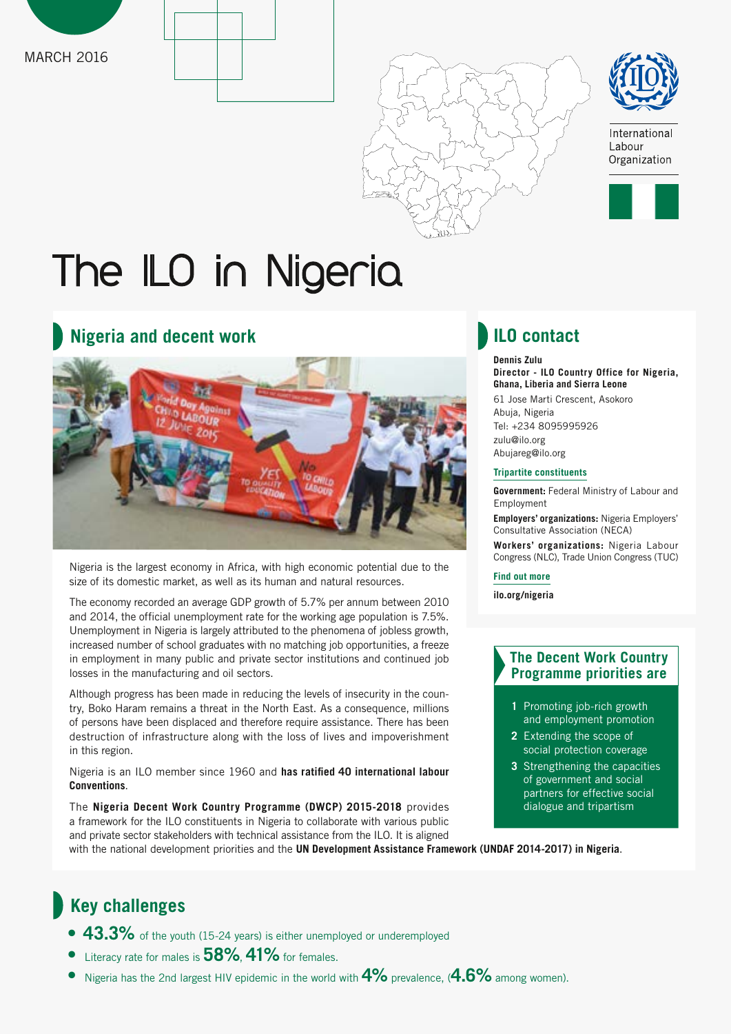MARCH 2016

International Labour Organization

# The ILO in Nigeria

## Nigeria and decent work

Nigeria is the largest economy in Africa, with high economic potential due to the size of its domestic market, as well as its human and natural resources.

The economy recorded an average GDP growth of 5.7% per annum between 2010 and 2014, the official unemployment rate for the working age population is 7.5%. Unemployment in Nigeria is largely attributed to the phenomena of jobless growth, increased number of school graduates with no matching job opportunities, a freeze in employment in many public and private sector institutions and continued job losses in the manufacturing and oil sectors.

Although progress has been made in reducing the levels of insecurity in the country, Boko Haram remains a threat in the North East. As a consequence, millions of persons have been displaced and therefore require assistance. There has been destruction of infrastructure along with the loss of lives and impoverishment in this region.

Nigeria is an ILO member since 1960 and **has ratified 40 international labour Conventions**.

The **Nigeria Decent Work Country Programme (DWCP) 2015-2018** provides a framework for the ILO constituents in Nigeria to collaborate with various public and private sector stakeholders with technical assistance from the ILO. It is aligned with the national development priorities and the **UN Development Assistance Framework (UNDAF 2014-2017) in Nigeria**.

## ILO contact

**Dennis Zulu**
**Director - ILO Country Office for Nigeria, Ghana, Liberia and Sierra Leone**
61 Jose Marti Crescent, Asokoro
Abuja, Nigeria
Tel: +234 8095995926
zulu@ilo.org
Abujareg@ilo.org

**Tripartite constituents**

**Government:** Federal Ministry of Labour and Employment

**Employers' organizations:** Nigeria Employers' Consultative Association (NECA)

**Workers' organizations:** Nigeria Labour Congress (NLC), Trade Union Congress (TUC)

**Find out more**

**ilo.org/nigeria**

### The Decent Work Country Programme priorities are

1. Promoting job-rich growth and employment promotion
2. Extending the scope of social protection coverage
3. Strengthening the capacities of government and social partners for effective social dialogue and tripartism

## Key challenges

- **43.3%** of the youth (15-24 years) is either unemployed or underemployed
- Literacy rate for males is **58%**, **41%** for females.
- Nigeria has the 2nd largest HIV epidemic in the world with **4%** prevalence, (**4.6%** among women).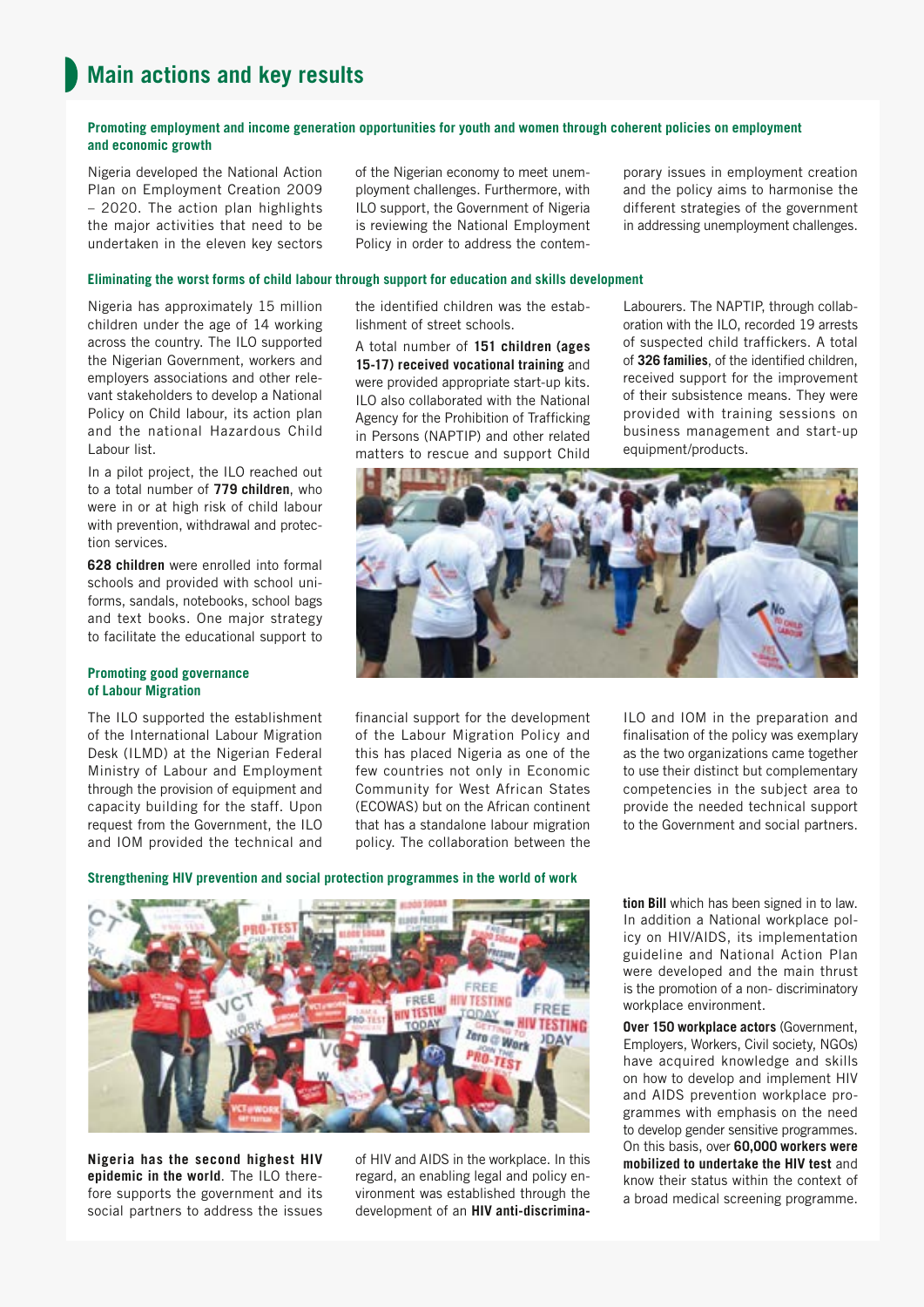## Main actions and key results

### Promoting employment and income generation opportunities for youth and women through coherent policies on employment and economic growth

Nigeria developed the National Action Plan on Employment Creation 2009 – 2020. The action plan highlights the major activities that need to be undertaken in the eleven key sectors of the Nigerian economy to meet unemployment challenges. Furthermore, with ILO support, the Government of Nigeria is reviewing the National Employment Policy in order to address the contemporary issues in employment creation and the policy aims to harmonise the different strategies of the government in addressing unemployment challenges.

### Eliminating the worst forms of child labour through support for education and skills development

Nigeria has approximately 15 million children under the age of 14 working across the country. The ILO supported the Nigerian Government, workers and employers associations and other relevant stakeholders to develop a National Policy on Child labour, its action plan and the national Hazardous Child Labour list.

In a pilot project, the ILO reached out to a total number of **779 children**, who were in or at high risk of child labour with prevention, withdrawal and protection services.

**628 children** were enrolled into formal schools and provided with school uniforms, sandals, notebooks, school bags and text books. One major strategy to facilitate the educational support to the identified children was the establishment of street schools.

A total number of **151 children (ages 15-17) received vocational training** and were provided appropriate start-up kits. ILO also collaborated with the National Agency for the Prohibition of Trafficking in Persons (NAPTIP) and other related matters to rescue and support Child Labourers. The NAPTIP, through collaboration with the ILO, recorded 19 arrests of suspected child traffickers. A total of **326 families**, of the identified children, received support for the improvement of their subsistence means. They were provided with training sessions on business management and start-up equipment/products.

### Promoting good governance of Labour Migration

The ILO supported the establishment of the International Labour Migration Desk (ILMD) at the Nigerian Federal Ministry of Labour and Employment through the provision of equipment and capacity building for the staff. Upon request from the Government, the ILO and IOM provided the technical and financial support for the development of the Labour Migration Policy and this has placed Nigeria as one of the few countries not only in Economic Community for West African States (ECOWAS) but on the African continent that has a standalone labour migration policy. The collaboration between the ILO and IOM in the preparation and finalisation of the policy was exemplary as the two organizations came together to use their distinct but complementary competencies in the subject area to provide the needed technical support to the Government and social partners.

### Strengthening HIV prevention and social protection programmes in the world of work

**Nigeria has the second highest HIV epidemic in the world**. The ILO therefore supports the government and its social partners to address the issues of HIV and AIDS in the workplace. In this regard, an enabling legal and policy environment was established through the development of an **HIV anti-discrimination Bill** which has been signed in to law. In addition a National workplace policy on HIV/AIDS, its implementation guideline and National Action Plan were developed and the main thrust is the promotion of a non- discriminatory workplace environment.

**Over 150 workplace actors** (Government, Employers, Workers, Civil society, NGOs) have acquired knowledge and skills on how to develop and implement HIV and AIDS prevention workplace programmes with emphasis on the need to develop gender sensitive programmes. On this basis, over **60,000 workers were mobilized to undertake the HIV test** and know their status within the context of a broad medical screening programme.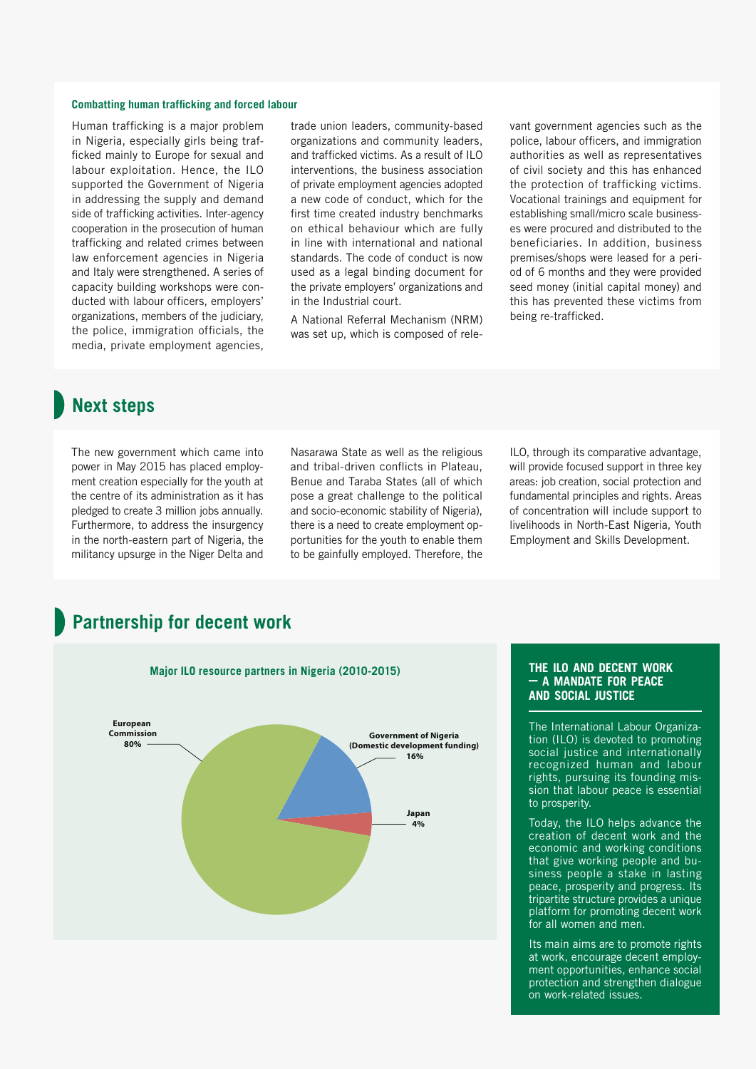### Combatting human trafficking and forced labour

Human trafficking is a major problem in Nigeria, especially girls being trafficked mainly to Europe for sexual and labour exploitation. Hence, the ILO supported the Government of Nigeria in addressing the supply and demand side of trafficking activities. Inter-agency cooperation in the prosecution of human trafficking and related crimes between law enforcement agencies in Nigeria and Italy were strengthened. A series of capacity building workshops were conducted with labour officers, employers' organizations, members of the judiciary, the police, immigration officials, the media, private employment agencies, trade union leaders, community-based organizations and community leaders, and trafficked victims. As a result of ILO interventions, the business association of private employment agencies adopted a new code of conduct, which for the first time created industry benchmarks on ethical behaviour which are fully in line with international and national standards. The code of conduct is now used as a legal binding document for the private employers' organizations and in the Industrial court.

A National Referral Mechanism (NRM) was set up, which is composed of relevant government agencies such as the police, labour officers, and immigration authorities as well as representatives of civil society and this has enhanced the protection of trafficking victims. Vocational trainings and equipment for establishing small/micro scale businesses were procured and distributed to the beneficiaries. In addition, business premises/shops were leased for a period of 6 months and they were provided seed money (initial capital money) and this has prevented these victims from being re-trafficked.

## Next steps

The new government which came into power in May 2015 has placed employment creation especially for the youth at the centre of its administration as it has pledged to create 3 million jobs annually. Furthermore, to address the insurgency in the north-eastern part of Nigeria, the militancy upsurge in the Niger Delta and Nasarawa State as well as the religious and tribal-driven conflicts in Plateau, Benue and Taraba States (all of which pose a great challenge to the political and socio-economic stability of Nigeria), there is a need to create employment opportunities for the youth to enable them to be gainfully employed. Therefore, the ILO, through its comparative advantage, will provide focused support in three key areas: job creation, social protection and fundamental principles and rights. Areas of concentration will include support to livelihoods in North-East Nigeria, Youth Employment and Skills Development.

## Partnership for decent work

**Major ILO resource partners in Nigeria (2010-2015)**

| Partner | Share |
| --- | --- |
| European Commission | 80% |
| Government of Nigeria (Domestic development funding) | 16% |
| Japan | 4% |

### THE ILO AND DECENT WORK — A MANDATE FOR PEACE AND SOCIAL JUSTICE

The International Labour Organization (ILO) is devoted to promoting social justice and internationally recognized human and labour rights, pursuing its founding mission that labour peace is essential to prosperity.

Today, the ILO helps advance the creation of decent work and the economic and working conditions that give working people and business people a stake in lasting peace, prosperity and progress. Its tripartite structure provides a unique platform for promoting decent work for all women and men.

Its main aims are to promote rights at work, encourage decent employment opportunities, enhance social protection and strengthen dialogue on work-related issues.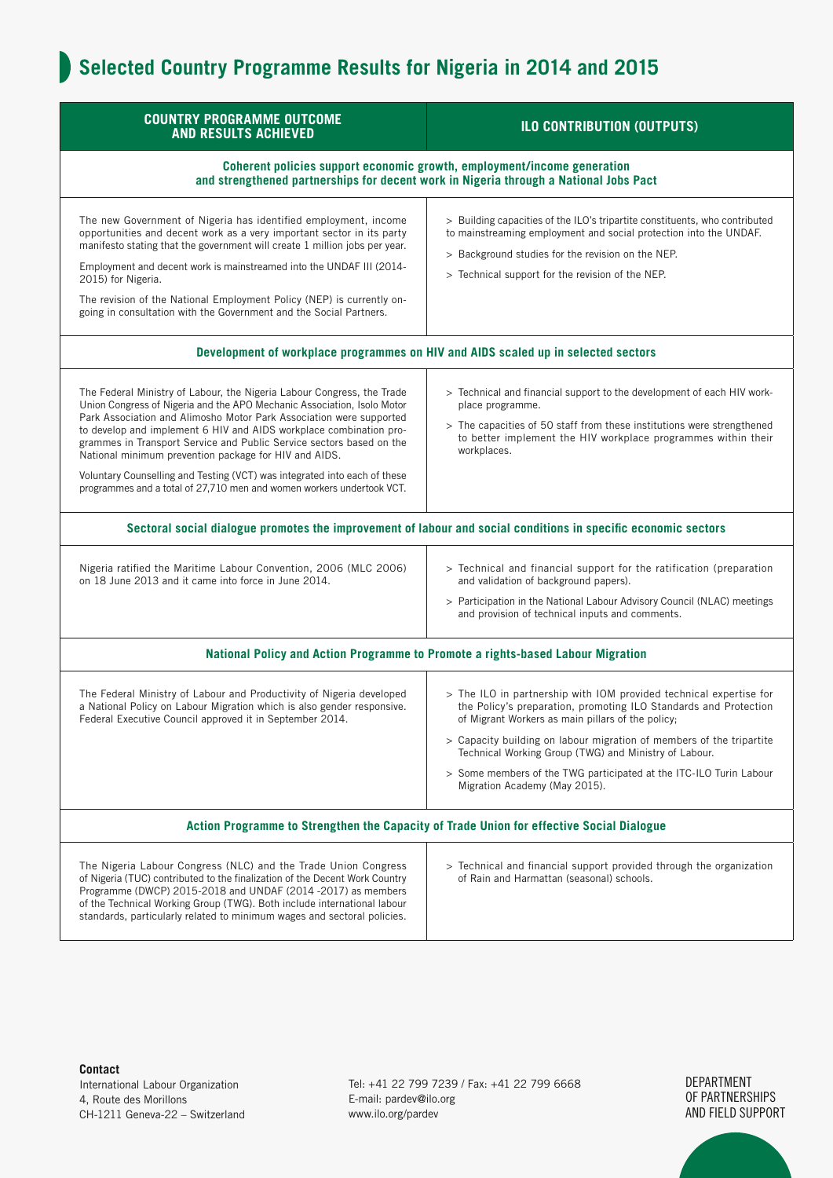# Selected Country Programme Results for Nigeria in 2014 and 2015

| COUNTRY PROGRAMME OUTCOME AND RESULTS ACHIEVED | ILO CONTRIBUTION (OUTPUTS) |
|---|---|
| **Coherent policies support economic growth, employment/income generation and strengthened partnerships for decent work in Nigeria through a National Jobs Pact** | |
| The new Government of Nigeria has identified employment, income opportunities and decent work as a very important sector in its party manifesto stating that the government will create 1 million jobs per year.<br><br>Employment and decent work is mainstreamed into the UNDAF III (2014-2015) for Nigeria.<br><br>The revision of the National Employment Policy (NEP) is currently on-going in consultation with the Government and the Social Partners. | > Building capacities of the ILO's tripartite constituents, who contributed to mainstreaming employment and social protection into the UNDAF.<br><br>> Background studies for the revision on the NEP.<br><br>> Technical support for the revision of the NEP. |
| **Development of workplace programmes on HIV and AIDS scaled up in selected sectors** | |
| The Federal Ministry of Labour, the Nigeria Labour Congress, the Trade Union Congress of Nigeria and the APO Mechanic Association, Isolo Motor Park Association and Alimosho Motor Park Association were supported to develop and implement 6 HIV and AIDS workplace combination programmes in Transport Service and Public Service sectors based on the National minimum prevention package for HIV and AIDS.<br><br>Voluntary Counselling and Testing (VCT) was integrated into each of these programmes and a total of 27,710 men and women workers undertook VCT. | > Technical and financial support to the development of each HIV workplace programme.<br><br>> The capacities of 50 staff from these institutions were strengthened to better implement the HIV workplace programmes within their workplaces. |
| **Sectoral social dialogue promotes the improvement of labour and social conditions in specific economic sectors** | |
| Nigeria ratified the Maritime Labour Convention, 2006 (MLC 2006) on 18 June 2013 and it came into force in June 2014. | > Technical and financial support for the ratification (preparation and validation of background papers).<br><br>> Participation in the National Labour Advisory Council (NLAC) meetings and provision of technical inputs and comments. |
| **National Policy and Action Programme to Promote a rights-based Labour Migration** | |
| The Federal Ministry of Labour and Productivity of Nigeria developed a National Policy on Labour Migration which is also gender responsive. Federal Executive Council approved it in September 2014. | > The ILO in partnership with IOM provided technical expertise for the Policy's preparation, promoting ILO Standards and Protection of Migrant Workers as main pillars of the policy;<br><br>> Capacity building on labour migration of members of the tripartite Technical Working Group (TWG) and Ministry of Labour.<br><br>> Some members of the TWG participated at the ITC-ILO Turin Labour Migration Academy (May 2015). |
| **Action Programme to Strengthen the Capacity of Trade Union for effective Social Dialogue** | |
| The Nigeria Labour Congress (NLC) and the Trade Union Congress of Nigeria (TUC) contributed to the finalization of the Decent Work Country Programme (DWCP) 2015-2018 and UNDAF (2014 -2017) as members of the Technical Working Group (TWG). Both include international labour standards, particularly related to minimum wages and sectoral policies. | > Technical and financial support provided through the organization of Rain and Harmattan (seasonal) schools. |

**Contact**
International Labour Organization
4, Route des Morillons
CH-1211 Geneva-22 – Switzerland

Tel: +41 22 799 7239 / Fax: +41 22 799 6668
E-mail: pardev@ilo.org
www.ilo.org/pardev

DEPARTMENT
OF PARTNERSHIPS
AND FIELD SUPPORT